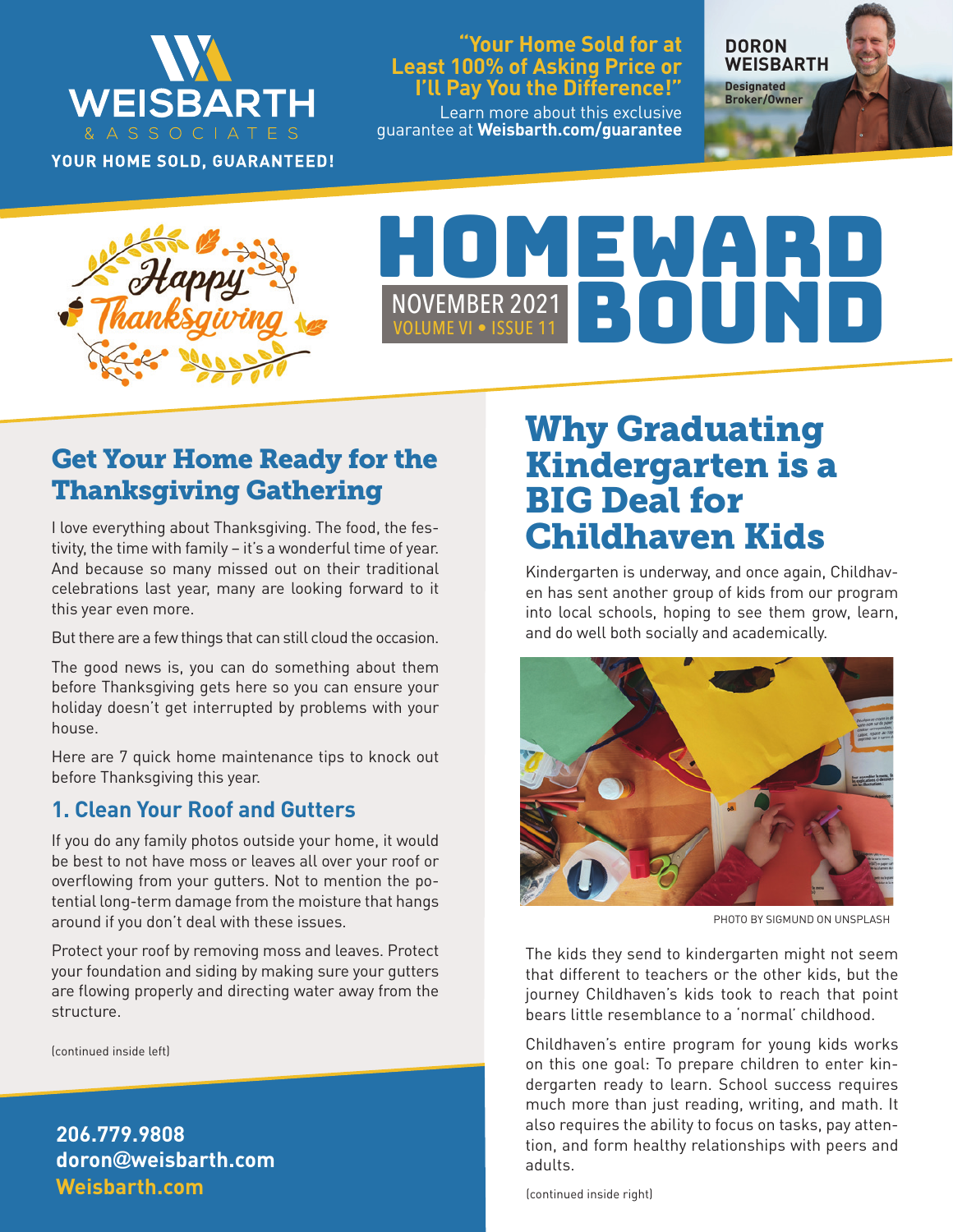**WEISBARTH & ASSOCIATES**

**YOUR HOME SOLD, GUARANTEED!**

**"Your Home Sold for at Least 100% of Asking Price or I'll Pay You the Difference!"**

Learn more about this exclusive guarantee at **Weisbarth.com/guarantee**

**DORON WEISBARTH**
Designated Broker/Owner

Happy Thanksgiving

# HOMEWARD BOUND

NOVEMBER 2021
VOLUME VI • ISSUE 11

## Get Your Home Ready for the Thanksgiving Gathering

I love everything about Thanksgiving. The food, the festivity, the time with family – it's a wonderful time of year. And because so many missed out on their traditional celebrations last year, many are looking forward to it this year even more.

But there are a few things that can still cloud the occasion.

The good news is, you can do something about them before Thanksgiving gets here so you can ensure your holiday doesn't get interrupted by problems with your house.

Here are 7 quick home maintenance tips to knock out before Thanksgiving this year.

### 1. Clean Your Roof and Gutters

If you do any family photos outside your home, it would be best to not have moss or leaves all over your roof or overflowing from your gutters. Not to mention the potential long-term damage from the moisture that hangs around if you don't deal with these issues.

Protect your roof by removing moss and leaves. Protect your foundation and siding by making sure your gutters are flowing properly and directing water away from the structure.

(continued inside left)

**206.779.9808**
**doron@weisbarth.com**
**Weisbarth.com**

## Why Graduating Kindergarten is a BIG Deal for Childhaven Kids

Kindergarten is underway, and once again, Childhaven has sent another group of kids from our program into local schools, hoping to see them grow, learn, and do well both socially and academically.

PHOTO BY SIGMUND ON UNSPLASH

The kids they send to kindergarten might not seem that different to teachers or the other kids, but the journey Childhaven's kids took to reach that point bears little resemblance to a 'normal' childhood.

Childhaven's entire program for young kids works on this one goal: To prepare children to enter kindergarten ready to learn. School success requires much more than just reading, writing, and math. It also requires the ability to focus on tasks, pay attention, and form healthy relationships with peers and adults.

(continued inside right)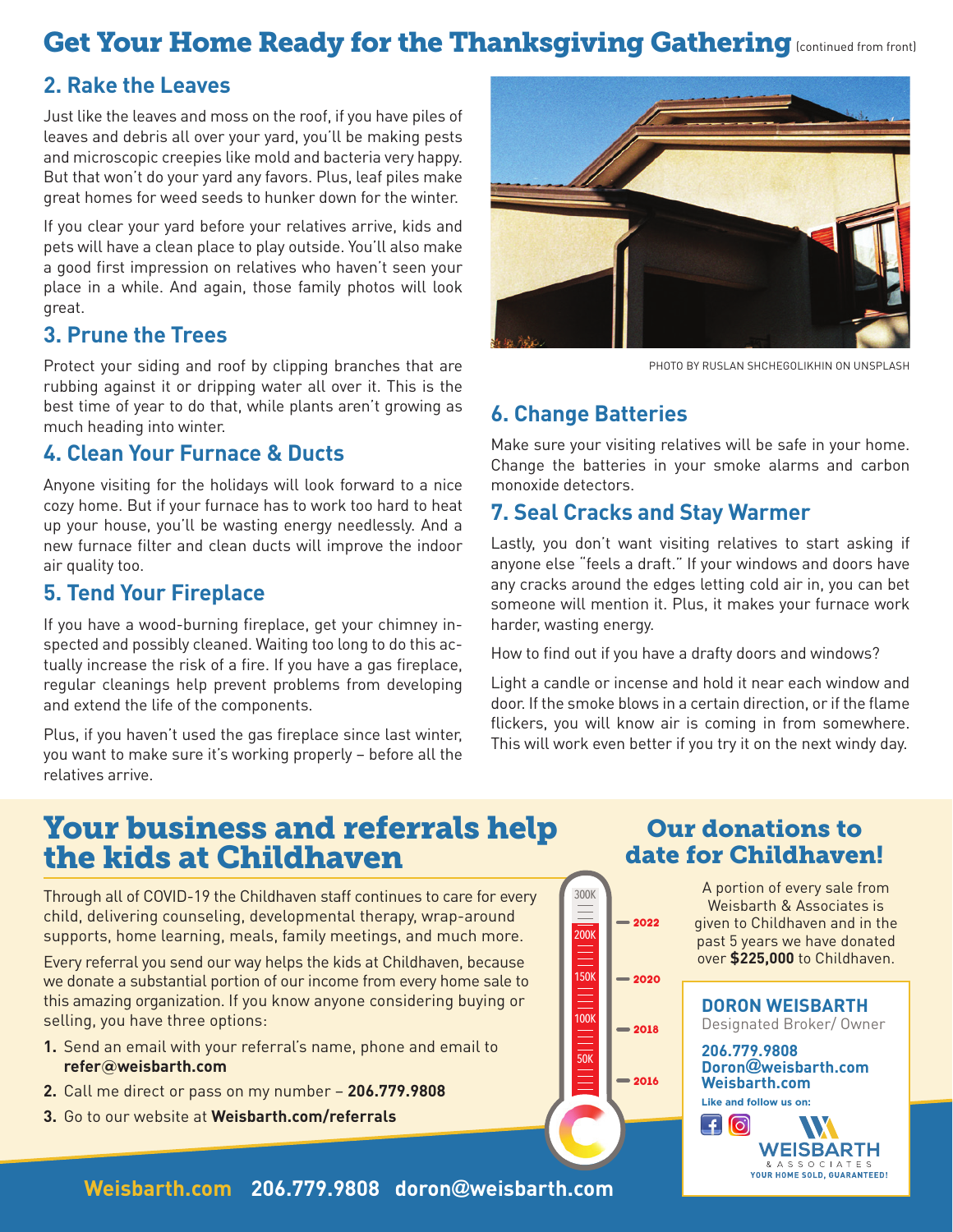# Get Your Home Ready for the Thanksgiving Gathering (continued from front)

## 2. Rake the Leaves

Just like the leaves and moss on the roof, if you have piles of leaves and debris all over your yard, you'll be making pests and microscopic creepies like mold and bacteria very happy. But that won't do your yard any favors. Plus, leaf piles make great homes for weed seeds to hunker down for the winter.

If you clear your yard before your relatives arrive, kids and pets will have a clean place to play outside. You'll also make a good first impression on relatives who haven't seen your place in a while. And again, those family photos will look great.

## 3. Prune the Trees

Protect your siding and roof by clipping branches that are rubbing against it or dripping water all over it. This is the best time of year to do that, while plants aren't growing as much heading into winter.

## 4. Clean Your Furnace & Ducts

Anyone visiting for the holidays will look forward to a nice cozy home. But if your furnace has to work too hard to heat up your house, you'll be wasting energy needlessly. And a new furnace filter and clean ducts will improve the indoor air quality too.

## 5. Tend Your Fireplace

If you have a wood-burning fireplace, get your chimney inspected and possibly cleaned. Waiting too long to do this actually increase the risk of a fire. If you have a gas fireplace, regular cleanings help prevent problems from developing and extend the life of the components.

Plus, if you haven't used the gas fireplace since last winter, you want to make sure it's working properly – before all the relatives arrive.

PHOTO BY RUSLAN SHCHEGOLIKHIN ON UNSPLASH

## 6. Change Batteries

Make sure your visiting relatives will be safe in your home. Change the batteries in your smoke alarms and carbon monoxide detectors.

## 7. Seal Cracks and Stay Warmer

Lastly, you don't want visiting relatives to start asking if anyone else "feels a draft." If your windows and doors have any cracks around the edges letting cold air in, you can bet someone will mention it. Plus, it makes your furnace work harder, wasting energy.

How to find out if you have a drafty doors and windows?

Light a candle or incense and hold it near each window and door. If the smoke blows in a certain direction, or if the flame flickers, you will know air is coming in from somewhere. This will work even better if you try it on the next windy day.

# Your business and referrals help the kids at Childhaven

Through all of COVID-19 the Childhaven staff continues to care for every child, delivering counseling, developmental therapy, wrap-around supports, home learning, meals, family meetings, and much more.

Every referral you send our way helps the kids at Childhaven, because we donate a substantial portion of our income from every home sale to this amazing organization. If you know anyone considering buying or selling, you have three options:

1. Send an email with your referral's name, phone and email to **refer@weisbarth.com**
2. Call me direct or pass on my number – **206.779.9808**
3. Go to our website at **Weisbarth.com/referrals**

300K, 200K, 150K, 100K, 50K — 2022, 2020, 2018, 2016

## Our donations to date for Childhaven!

A portion of every sale from Weisbarth & Associates is given to Childhaven and in the past 5 years we have donated over **$225,000** to Childhaven.

**DORON WEISBARTH**
Designated Broker/ Owner

**206.779.9808**
**Doron@weisbarth.com**
**Weisbarth.com**

**Like and follow us on:**

WEISBARTH & ASSOCIATES
YOUR HOME SOLD, GUARANTEED!

**Weisbarth.com 206.779.9808 doron@weisbarth.com**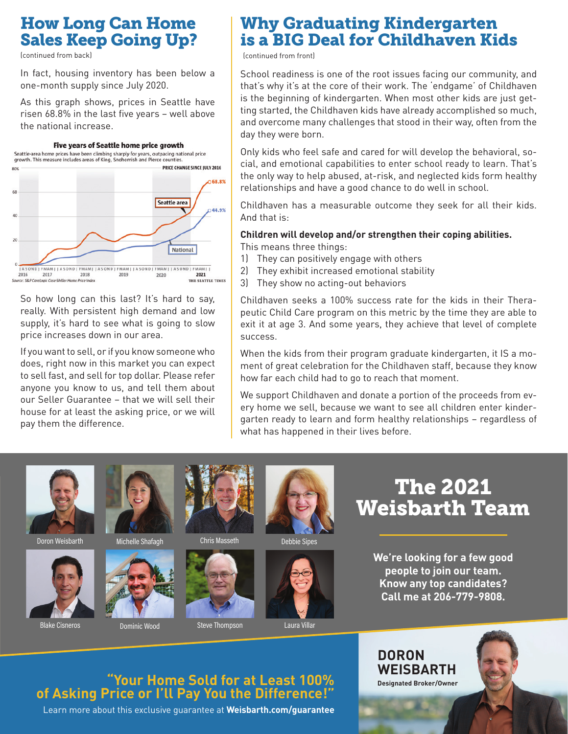# How Long Can Home Sales Keep Going Up?

(continued from back)

In fact, housing inventory has been below a one-month supply since July 2020.

As this graph shows, prices in Seattle have risen 68.8% in the last five years – well above the national increase.

**Five years of Seattle home price growth**

Seattle-area home prices have been climbing sharply for years, outpacing national price growth. This measure includes areas of King, Snohomish and Pierce counties.

PRICE CHANGE SINCE JULY 2016

Seattle area 68.8%

National 44.9%

Source: S&P CoreLogic Case-Shiller Home Price Index — THE SEATTLE TIMES

So how long can this last? It's hard to say, really. With persistent high demand and low supply, it's hard to see what is going to slow price increases down in our area.

If you want to sell, or if you know someone who does, right now in this market you can expect to sell fast, and sell for top dollar. Please refer anyone you know to us, and tell them about our Seller Guarantee – that we will sell their house for at least the asking price, or we will pay them the difference.

# Why Graduating Kindergarten is a BIG Deal for Childhaven Kids

(continued from front)

School readiness is one of the root issues facing our community, and that's why it's at the core of their work. The 'endgame' of Childhaven is the beginning of kindergarten. When most other kids are just getting started, the Childhaven kids have already accomplished so much, and overcome many challenges that stood in their way, often from the day they were born.

Only kids who feel safe and cared for will develop the behavioral, social, and emotional capabilities to enter school ready to learn. That's the only way to help abused, at-risk, and neglected kids form healthy relationships and have a good chance to do well in school.

Childhaven has a measurable outcome they seek for all their kids. And that is:

**Children will develop and/or strengthen their coping abilities.**

This means three things:

1) They can positively engage with others
2) They exhibit increased emotional stability
3) They show no acting-out behaviors

Childhaven seeks a 100% success rate for the kids in their Therapeutic Child Care program on this metric by the time they are able to exit it at age 3. And some years, they achieve that level of complete success.

When the kids from their program graduate kindergarten, it IS a moment of great celebration for the Childhaven staff, because they know how far each child had to go to reach that moment.

We support Childhaven and donate a portion of the proceeds from every home we sell, because we want to see all children enter kindergarten ready to learn and form healthy relationships – regardless of what has happened in their lives before.

# The 2021 Weisbarth Team

Doron Weisbarth · Michelle Shafagh · Chris Masseth · Debbie Sipes · Blake Cisneros · Dominic Wood · Steve Thompson · Laura Villar

**We're looking for a few good people to join our team. Know any top candidates? Call me at 206-779-9808.**

**"Your Home Sold for at Least 100% of Asking Price or I'll Pay You the Difference!"**

Learn more about this exclusive guarantee at **Weisbarth.com/guarantee**

**DORON WEISBARTH**
**Designated Broker/Owner**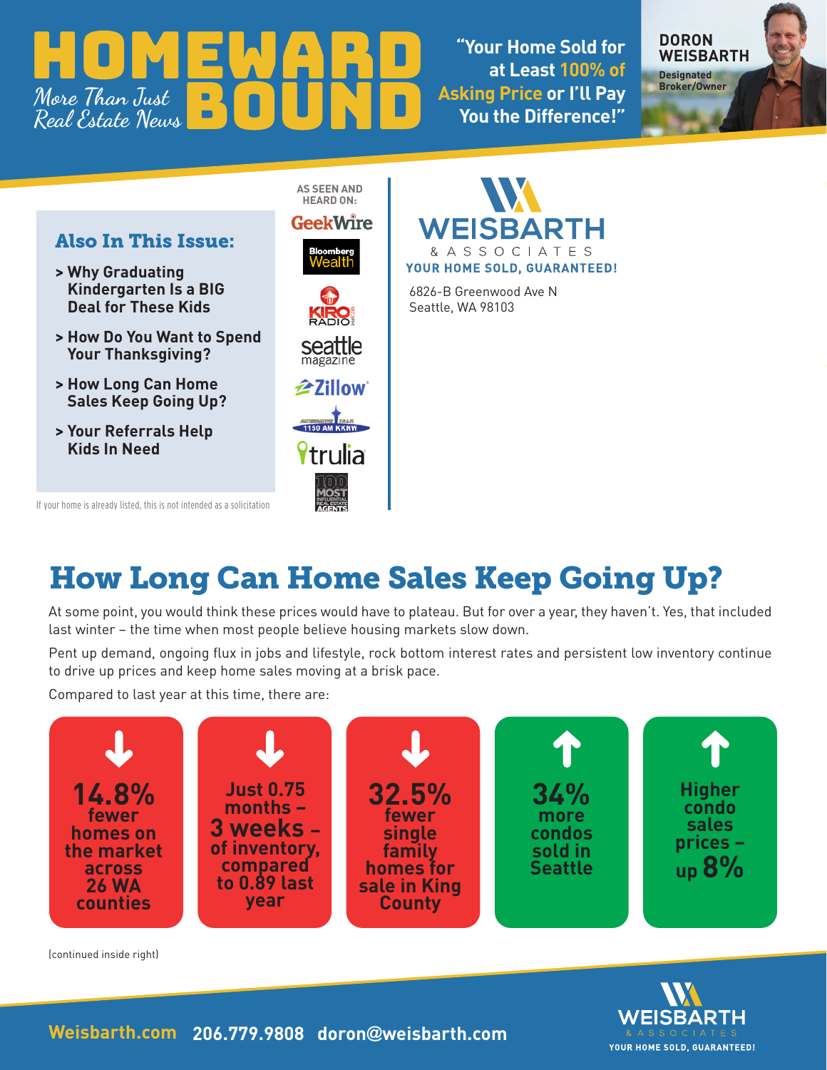# HOMEWARD BOUND

*More Than Just Real Estate News*

**"Your Home Sold for at Least 100% of Asking Price or I'll Pay You the Difference!"**

**DORON WEISBARTH**
Designated Broker/Owner

### Also In This Issue:

- > Why Graduating Kindergarten Is a BIG Deal for These Kids
- > How Do You Want to Spend Your Thanksgiving?
- > How Long Can Home Sales Keep Going Up?
- > Your Referrals Help Kids In Need

If your home is already listed, this is not intended as a solicitation

AS SEEN AND HEARD ON:
GeekWire
Bloomberg Wealth
KIRO Radio
seattle magazine
Zillow
1150 AM KKNW
trulia
100 Most Influential Real Estate Agents

**WEISBARTH & ASSOCIATES**
**YOUR HOME SOLD, GUARANTEED!**

6826-B Greenwood Ave N
Seattle, WA 98103

## How Long Can Home Sales Keep Going Up?

At some point, you would think these prices would have to plateau. But for over a year, they haven't. Yes, that included last winter – the time when most people believe housing markets slow down.

Pent up demand, ongoing flux in jobs and lifestyle, rock bottom interest rates and persistent low inventory continue to drive up prices and keep home sales moving at a brisk pace.

Compared to last year at this time, there are:

- ↓ **14.8%** fewer homes on the market across 26 WA counties
- ↓ Just 0.75 months – **3 weeks** – of inventory, compared to 0.89 last year
- ↓ **32.5%** fewer single family homes for sale in King County
- ↑ **34%** more condos sold in Seattle
- ↑ Higher condo sales prices – up **8%**

(continued inside right)

**Weisbarth.com** 206.779.9808 doron@weisbarth.com

**WEISBARTH & ASSOCIATES**
YOUR HOME SOLD, GUARANTEED!